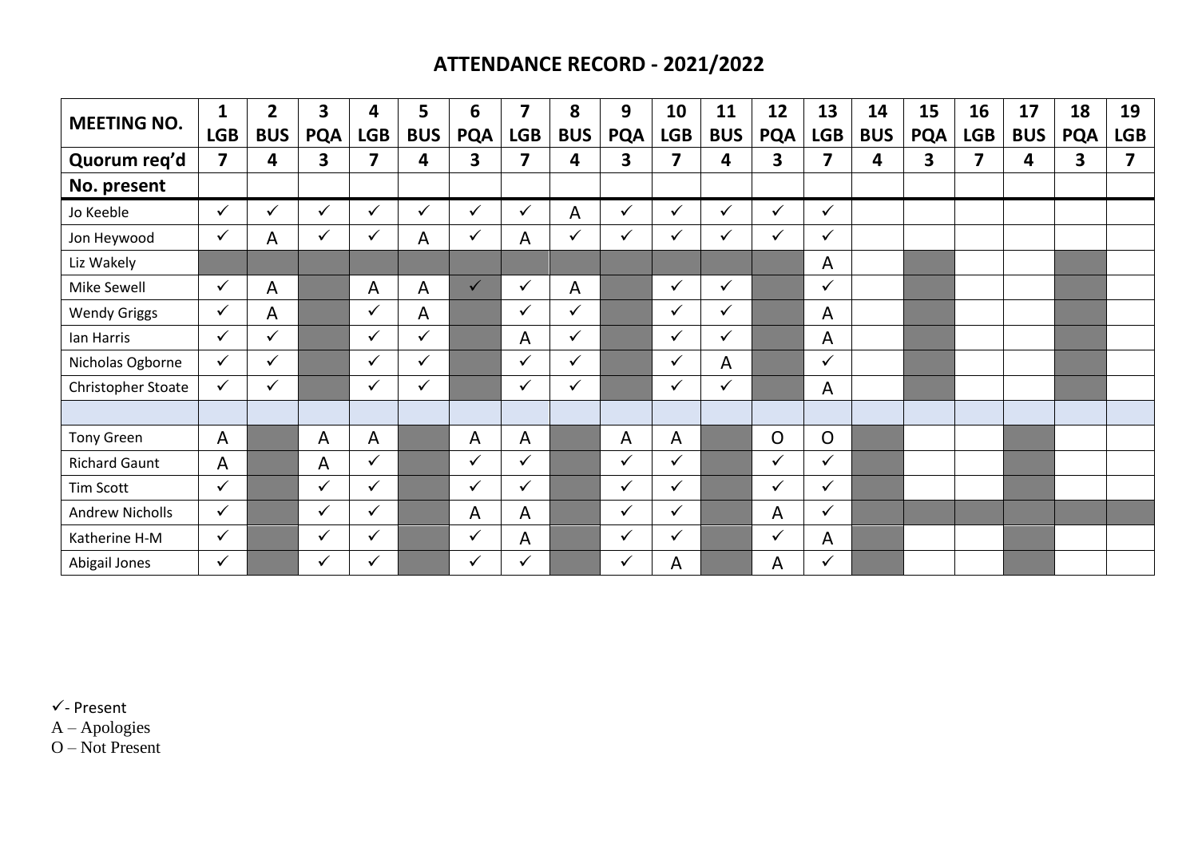# ATTENDANCE RECORD - 2021/2022

| MEETING NO. | 1 LGB | 2 BUS | 3 PQA | 4 LGB | 5 BUS | 6 PQA | 7 LGB | 8 BUS | 9 PQA | 10 LGB | 11 BUS | 12 PQA | 13 LGB | 14 BUS | 15 PQA | 16 LGB | 17 BUS | 18 PQA | 19 LGB |
|---|---|---|---|---|---|---|---|---|---|---|---|---|---|---|---|---|---|---|---|
| Quorum req'd | 7 | 4 | 3 | 7 | 4 | 3 | 7 | 4 | 3 | 7 | 4 | 3 | 7 | 4 | 3 | 7 | 4 | 3 | 7 |
| No. present | | | | | | | | | | | | | | | | | | | |
| Jo Keeble | ✓ | ✓ | ✓ | ✓ | ✓ | ✓ | ✓ | A | ✓ | ✓ | ✓ | ✓ | ✓ | | | | | | |
| Jon Heywood | ✓ | A | ✓ | ✓ | A | ✓ | A | ✓ | ✓ | ✓ | ✓ | ✓ | ✓ | | | | | | |
| Liz Wakely | | | | | | | | | | | | | A | | | | | | |
| Mike Sewell | ✓ | A | | A | A | ✓ | ✓ | A | | ✓ | ✓ | | ✓ | | | | | | |
| Wendy Griggs | ✓ | A | | ✓ | A | | ✓ | ✓ | | ✓ | ✓ | | A | | | | | | |
| Ian Harris | ✓ | ✓ | | ✓ | ✓ | | A | ✓ | | ✓ | ✓ | | A | | | | | | |
| Nicholas Ogborne | ✓ | ✓ | | ✓ | ✓ | | ✓ | ✓ | | ✓ | A | | ✓ | | | | | | |
| Christopher Stoate | ✓ | ✓ | | ✓ | ✓ | | ✓ | ✓ | | ✓ | ✓ | | A | | | | | | |
| | | | | | | | | | | | | | | | | | | | |
| Tony Green | A | | A | A | | A | A | | A | A | | O | O | | | | | | |
| Richard Gaunt | A | | A | ✓ | | ✓ | ✓ | | ✓ | ✓ | | ✓ | ✓ | | | | | | |
| Tim Scott | ✓ | | ✓ | ✓ | | ✓ | ✓ | | ✓ | ✓ | | ✓ | ✓ | | | | | | |
| Andrew Nicholls | ✓ | | ✓ | ✓ | | A | A | | ✓ | ✓ | | A | ✓ | | | | | | |
| Katherine H-M | ✓ | | ✓ | ✓ | | ✓ | A | | ✓ | ✓ | | ✓ | A | | | | | | |
| Abigail Jones | ✓ | | ✓ | ✓ | | ✓ | ✓ | | ✓ | A | | A | ✓ | | | | | | |

✓ - Present
A – Apologies
O – Not Present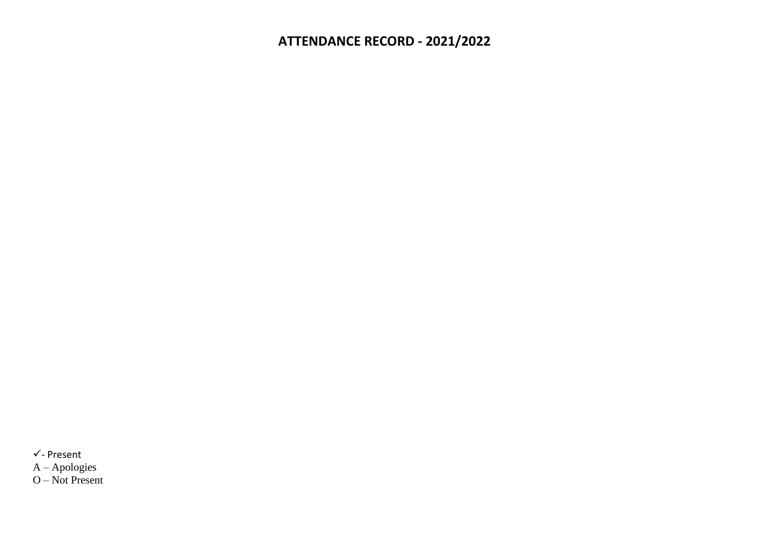# ATTENDANCE RECORD - 2021/2022

✓- Present
A – Apologies
O – Not Present